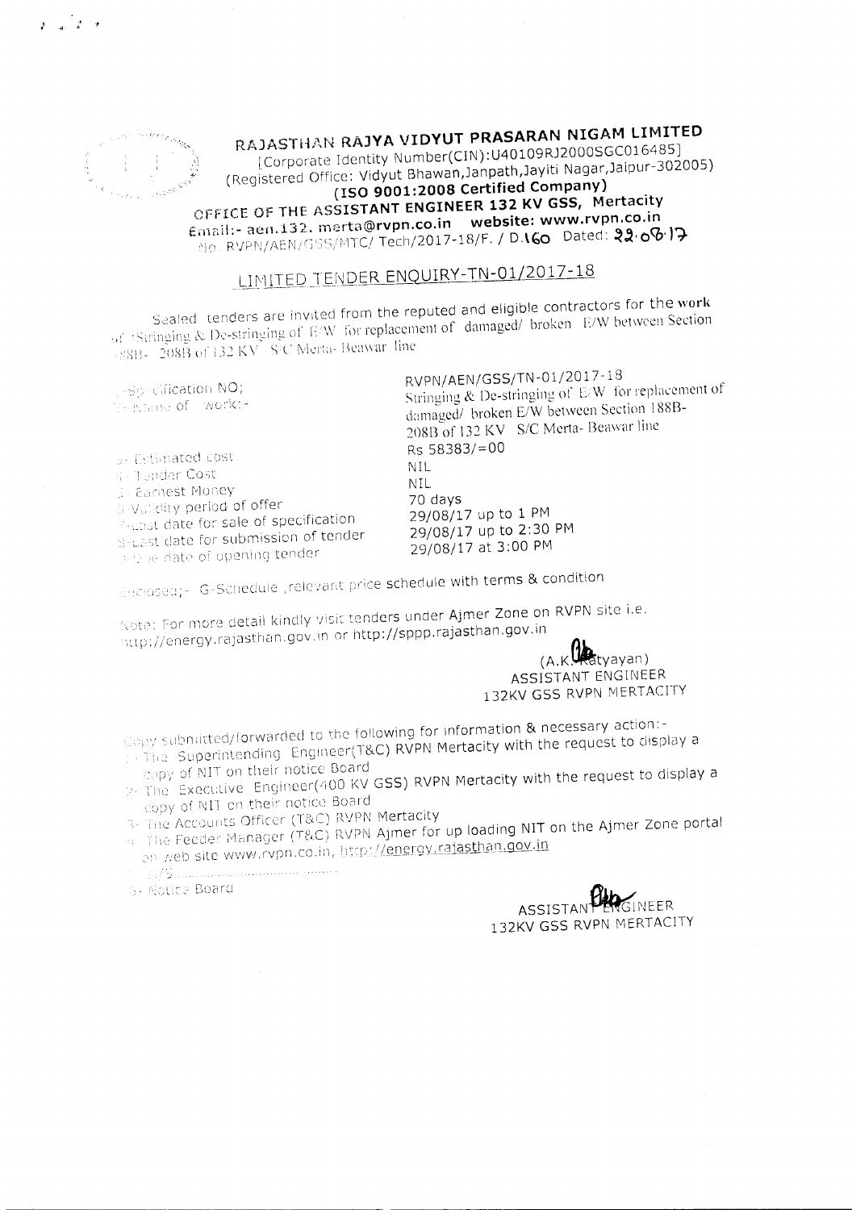# RAJASTHAN RAJYA VIDYUT PRASARAN NIGAM LIMITED

[Corporate Identity Number(CIN):U40109RJ2000SGC016485]
(Registered Office: Vidyut Bhawan,Janpath,Jayiti Nagar,Jaipur-302005)

**(ISO 9001:2008 Certified Company)**

**OFFICE OF THE ASSISTANT ENGINEER 132 KV GSS, Mertacity**

Email:- aen.132.merta@rvpn.co.in website: www.rvpn.co.in

No. RVPN/AEN/GSS/MTC/ Tech/2017-18/F. / D.160 Dated: 22.08.17

## LIMITED TENDER ENQUIRY-TN-01/2017-18

Sealed tenders are invited from the reputed and eligible contractors for the work of "Stringing & De-stringing of E/W for replacement of damaged/ broken E/W between Section 188B- 208B of 132 KV S/C Merta- Beawar line

| | |
|---|---|
| 1- Specification NO; | RVPN/AEN/GSS/TN-01/2017-18 |
| 2- Name of work:- | Stringing & De-stringing of E/W for replacement of damaged/ broken E/W between Section 188B-208B of 132 KV S/C Merta- Beawar line |
| 3- Estimated cost | Rs 58383/=00 |
| 4- Tender Cost | NIL |
| 5- Earnest Money | NIL |
| 6- Validity period of offer | 70 days |
| 7- Last date for sale of specification | 29/08/17 up to 1 PM |
| 8- Last date for submission of tender | 29/08/17 up to 2:30 PM |
| 9- Due date of opening tender | 29/08/17 at 3:00 PM |

Enclosed;- G-Schedule ,relevant price schedule with terms & condition

Note: For more detail kindly visit tenders under Ajmer Zone on RVPN site i.e. http://energy.rajasthan.gov.in or http://sppp.rajasthan.gov.in

(A.K. Katyayan)
ASSISTANT ENGINEER
132KV GSS RVPN MERTACITY

Copy submitted/forwarded to the following for information & necessary action:-

1- The Superintending Engineer(T&C) RVPN Mertacity with the request to display a copy of NIT on their notice Board
2- The Executive Engineer(400 KV GSS) RVPN Mertacity with the request to display a copy of NIT on their notice Board
3- The Accounts Officer (T&C) RVPN Mertacity
4- The Feeder Manager (T&C) RVPN Ajmer for up loading NIT on the Ajmer Zone portal on web site www.rvpn.co.in, http://energy.rajasthan.gov.in
5- ..............................................
6- Notice Board

ASSISTANT ENGINEER
132KV GSS RVPN MERTACITY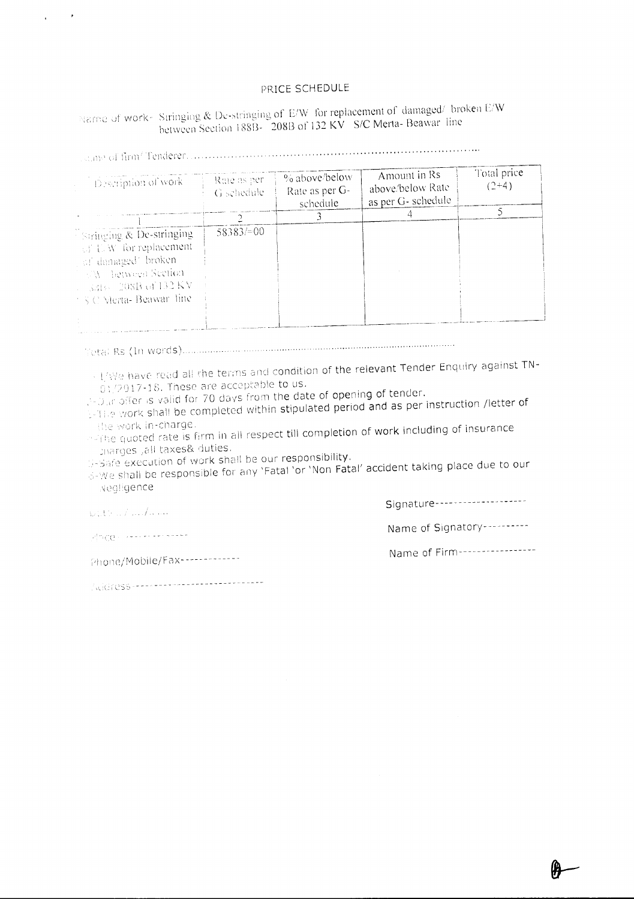# PRICE SCHEDULE

Name of work- Stringing & De-stringing of E/W for replacement of damaged/ broken E/W between Section 188B- 208B of 132 KV S/C Merta- Beawar line

Name of firm/ Tenderer.......................................................................................

| Description of work | Rate as per G schedule | % above/below Rate as per G-schedule | Amount in Rs above/below Rate as per G- schedule | Total price (2+4) |
|---|---|---|---|---|
| 1 | 2 | 3 | 4 | 5 |
| Stringing & De-stringing of E/W for replacement of damaged/ broken E/W between Section 188B- 208B of 132 KV S/C Merta- Beawar line | 58383/=00 | | | |

Total Rs (In words).......................................................................................................

1- I/We have read all the terms and condition of the relevant Tender Enquiry against TN-01/2017-18. These are acceptable to us.
2- Our offer is valid for 70 days from the date of opening of tender.
3- The work shall be completed within stipulated period and as per instruction /letter of the work in-charge.
4- The quoted rate is firm in all respect till completion of work including of insurance charges ,all taxes& duties.
5- Safe execution of work shall be our responsibility.
6- We shall be responsible for any 'Fatal 'or 'Non Fatal' accident taking place due to our Negligence

Date.../.../.....

Place- ---------------

Phone/Mobile/Fax-------------

Address-----------------------------

Signature-------------------

Name of Signatory----------

Name of Firm----------------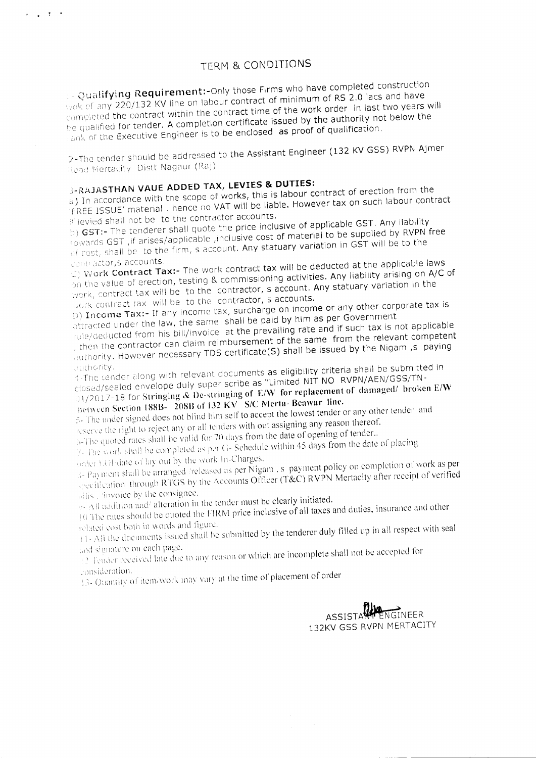# TERM & CONDITIONS

1- **Qualifying Requirement:-** Only those Firms who have completed construction work of any 220/132 KV line on labour contract of minimum of RS 2.0 lacs and have completed the contract within the contract time of the work order in last two years will be qualified for tender. A completion certificate issued by the authority not below the rank of the Executive Engineer is to be enclosed as proof of qualification.

2- The tender should be addressed to the Assistant Engineer (132 KV GSS) RVPN Ajmer Road Mertacity Distt Nagaur (Raj)

3- **RAJASTHAN VAUE ADDED TAX, LEVIES & DUTIES:**

a) In accordance with the scope of works, this is labour contract of erection from the 'FREE ISSUE' material . hence no VAT will be liable. However tax on such labour contract if levied shall not be to the contractor accounts.

b) **GST:-** The tenderer shall quote the price inclusive of applicable GST. Any liability towards GST ,if arises/applicable ,inclusive cost of material to be supplied by RVPN free of cost, shall be to the firm, s account. Any statuary variation in GST will be to the contractor,s accounts.

C) **Work Contract Tax:-** The work contract tax will be deducted at the applicable laws on the value of erection, testing & commissioning activities. Any liability arising on A/C of work, contract tax will be to the contractor, s account. Any statuary variation in the work contract tax will be to the contractor, s accounts.

D) **Income Tax:-** If any income tax, surcharge on income or any other corporate tax is attracted under the law, the same shall be paid by him as per Government rule/deducted from his bill/invoice at the prevailing rate and if such tax is not applicable , then the contractor can claim reimbursement of the same from the relevant competent authority. However necessary TDS certificate(S) shall be issued by the Nigam ,s paying authority.

4- The tender along with relevant documents as eligibility criteria shall be submitted in closed/sealed envelope duly super scribe as "Limited NIT NO RVPN/AEN/GSS/TN-01/2017-18 for **Stringing & De-stringing of E/W for replacement of damaged/ broken E/W between Section 188B- 208B of 132 KV S/C Merta- Beawar line.**

5- The under signed does not blind him self to accept the lowest tender or any other tender and reserve the right to reject any or all tenders with out assigning any reason thereof.

6- The quoted rates shall be valid for 70 days from the date of opening of tender..

7- The work shall be completed as per G- Schedule within 45 days from the date of placing order LOI date of lay out by the work In-Charges.

8- Payment shall be arranged /released as per Nigam , s payment policy on completion of work as per specification through RTGS by the Accounts Officer (T&C) RVPN Mertacity after receipt of verified bills / invoice by the consignee.

9- All addition and/ alteration in the tender must be clearly initiated.

10 The rates should be quoted the FIRM price inclusive of all taxes and duties, insurance and other related cost both in words and figure.

11- All the documents issued shall be submitted by the tenderer duly filled up in all respect with seal and signature on each page.

12 Tender received late due to any reason or which are incomplete shall not be accepted for consideration.

13- Quantity of item/work may vary at the time of placement of order

ASSISTANT ENGINEER
132KV GSS RVPN MERTACITY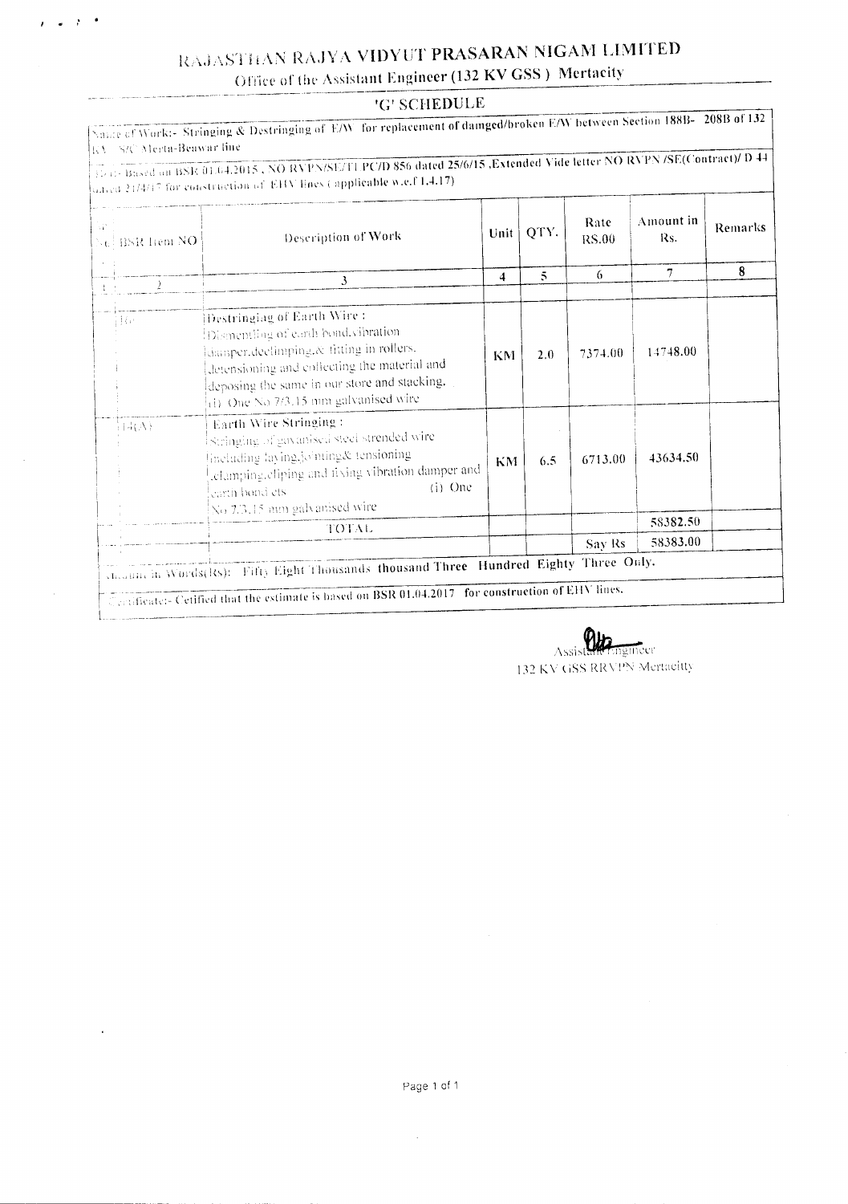# RAJASTHAN RAJYA VIDYUT PRASARAN NIGAM LIMITED

## Office of the Assistant Engineer (132 KV GSS ) Mertacity

### 'G' SCHEDULE

Name of Work:- Stringing & Destringing of E/W for replacement of damged/broken E/W between Section 188B- 208B of 132 KV S/C Merta-Beawar line

BSR:- Based on BSR 01.04.2015 , NO RVPN/SE/TLPC/D 856 dated 25/6/15 ,Extended Vide letter NO RVPN /SE(Contract)/ D 44 dated 21/4/17 for construction of EHV lines ( applicable w.e.f 1.4.17)

| S. No. | BSR Item NO | Description of Work | Unit | QTY. | Rate RS.00 | Amount in Rs. | Remarks |
|---|---|---|---|---|---|---|---|
| 1 | 2 | 3 | 4 | 5 | 6 | 7 | 8 |
| | 16 | Destringing of Earth Wire : Dismentling of earth bond,vibration damper,declimping,& fitting in rollers. detensioning and collecting the material and deposing the same in our store and stacking. (i) One No 7/3.15 mm galvanised wire | KM | 2.0 | 7374.00 | 14748.00 | |
| | 14(A) | Earth Wire Stringing : Stringing of gavanised steel strended wire including laying,jointing& tensioning ,clamping,cliping and fixing vibration damper and earth bond ets (i) One No 7/3.15 mm galvanised wire | KM | 6.5 | 6713.00 | 43634.50 | |
| | | TOTAL | | | | 58382.50 | |
| | | | | | Say Rs | 58383.00 | |

Amount in Words(Rs): Fifty Eight Thousands thousand Three Hundred Eighty Three Only.

Certificate:- Cetified that the estimate is based on BSR 01.04.2017 for construction of EHV lines.

Assistant Engineer
132 KV GSS RRVPN Mertacity